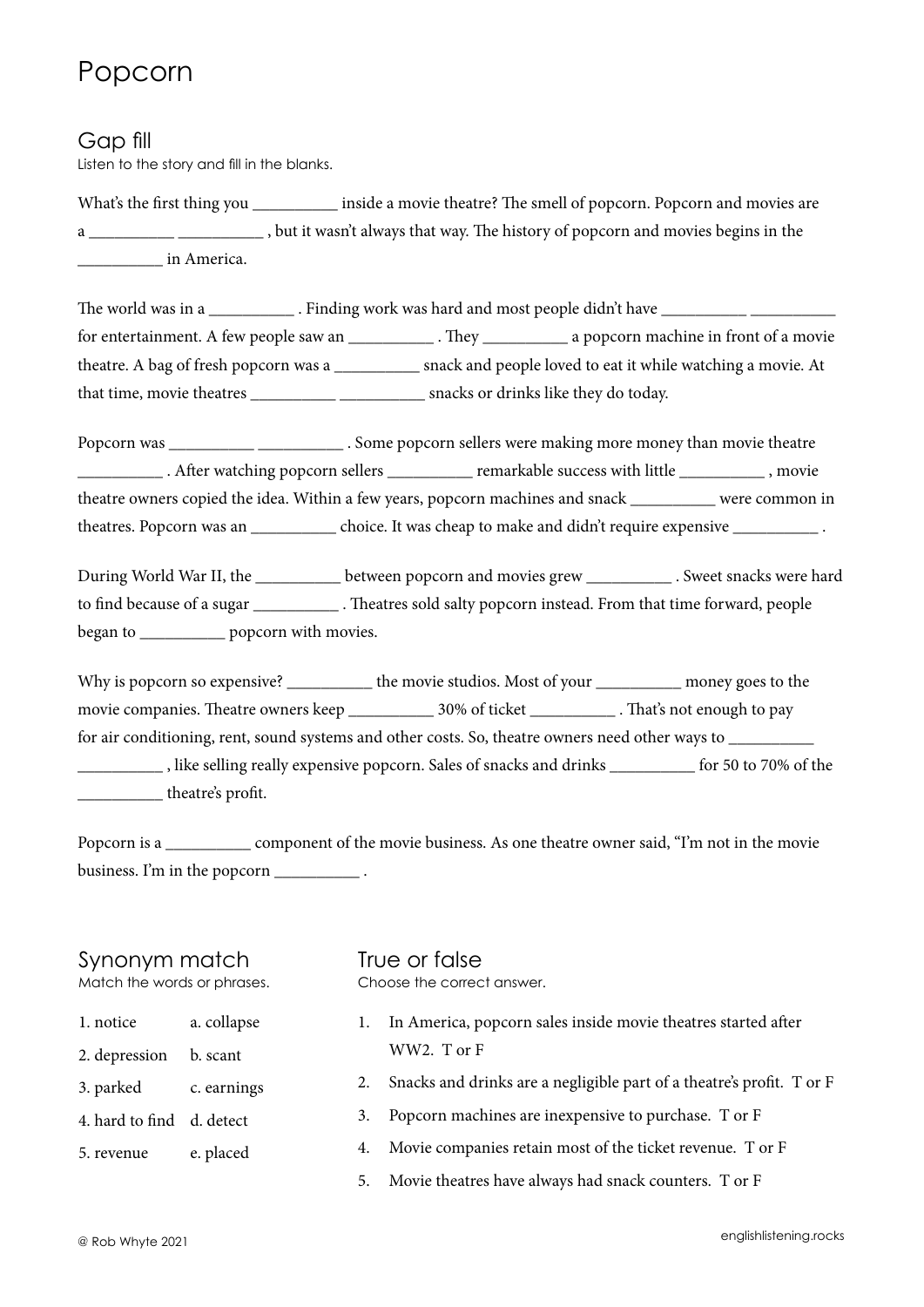# Popcorn

## Gap fill

Listen to the story and fill in the blanks.

What's the first thing you __________ inside a movie theatre? The smell of popcorn. Popcorn and movies are a __________ __________ , but it wasn't always that way. The history of popcorn and movies begins in the __________ in America.

The world was in a __________ . Finding work was hard and most people didn't have __________ __________ for entertainment. A few people saw an __________ . They __________ a popcorn machine in front of a movie theatre. A bag of fresh popcorn was a __________ snack and people loved to eat it while watching a movie. At that time, movie theatres __________ __________ snacks or drinks like they do today.

Popcorn was __________ __________ . Some popcorn sellers were making more money than movie theatre __________ . After watching popcorn sellers __________ remarkable success with little __________ , movie theatre owners copied the idea. Within a few years, popcorn machines and snack __________ were common in theatres. Popcorn was an __________ choice. It was cheap to make and didn't require expensive __________ .

During World War II, the __________ between popcorn and movies grew __________ . Sweet snacks were hard to find because of a sugar __________ . Theatres sold salty popcorn instead. From that time forward, people began to __________ popcorn with movies.

Why is popcorn so expensive? __________ the movie studios. Most of your __________ money goes to the movie companies. Theatre owners keep __________ 30% of ticket __________ . That's not enough to pay for air conditioning, rent, sound systems and other costs. So, theatre owners need other ways to __________ __________ , like selling really expensive popcorn. Sales of snacks and drinks __________ for 50 to 70% of the __________ theatre's profit.

Popcorn is a __________ component of the movie business. As one theatre owner said, "I'm not in the movie business. I'm in the popcorn __________ .

## Synonym match

Match the words or phrases.

| | |
|---|---|
| 1. notice | a. collapse |
| 2. depression | b. scant |
| 3. parked | c. earnings |
| 4. hard to find | d. detect |
| 5. revenue | e. placed |

## True or false

Choose the correct answer.

1. In America, popcorn sales inside movie theatres started after WW2. T or F
2. Snacks and drinks are a negligible part of a theatre's profit. T or F
3. Popcorn machines are inexpensive to purchase. T or F
4. Movie companies retain most of the ticket revenue. T or F
5. Movie theatres have always had snack counters. T or F

© Rob Whyte 2021

englishlistening.rocks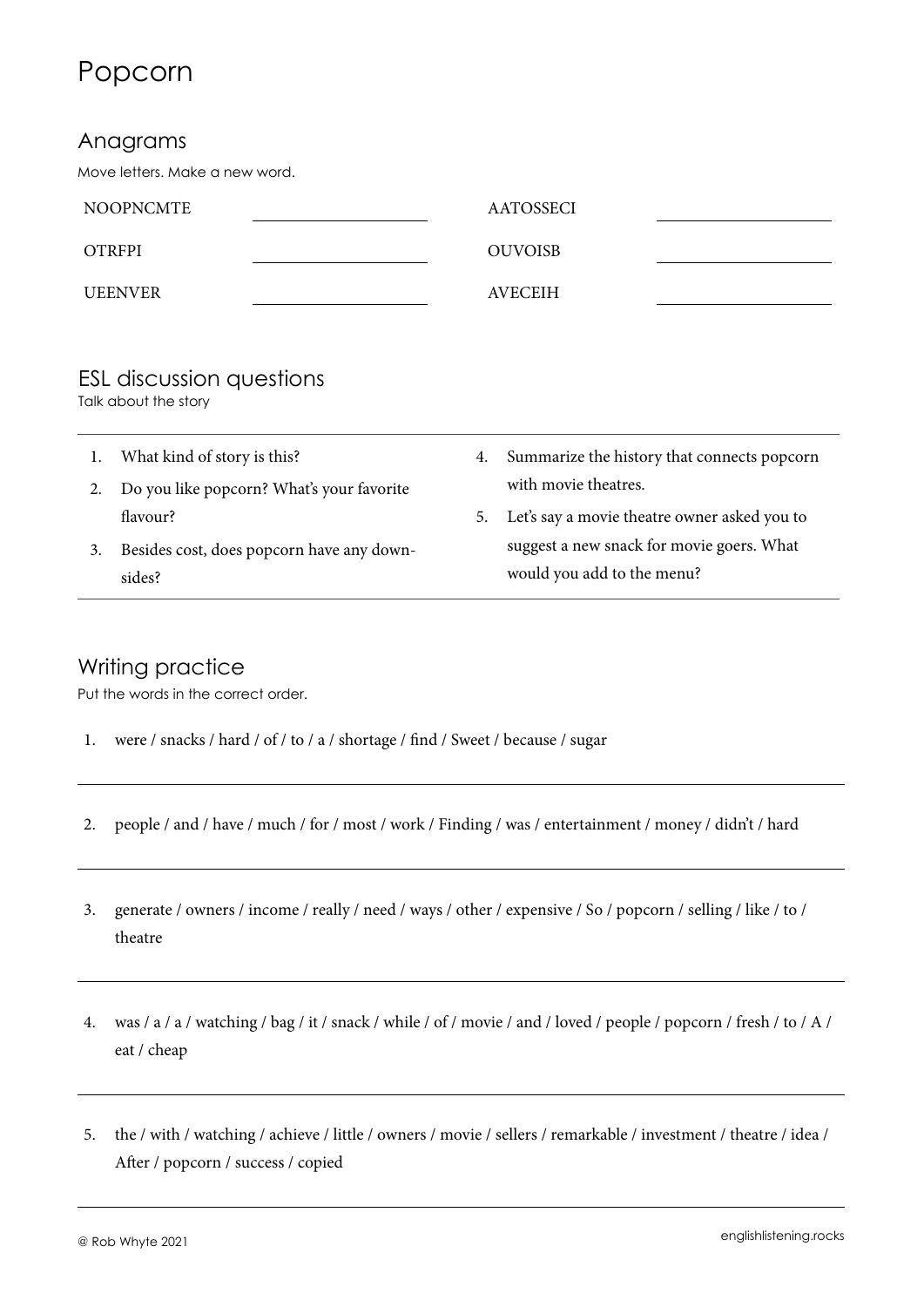# Popcorn

## Anagrams

Move letters. Make a new word.

| | | | |
|---|---|---|---|
| NOOPNCMTE | ______________ | AATOSSECI | ______________ |
| OTRFPI | ______________ | OUVOISB | ______________ |
| UEENVER | ______________ | AVECEIH | ______________ |

## ESL discussion questions

Talk about the story

1. What kind of story is this?
2. Do you like popcorn? What's your favorite flavour?
3. Besides cost, does popcorn have any downsides?
4. Summarize the history that connects popcorn with movie theatres.
5. Let's say a movie theatre owner asked you to suggest a new snack for movie goers. What would you add to the menu?

## Writing practice

Put the words in the correct order.

1. were / snacks / hard / of / to / a / shortage / find / Sweet / because / sugar

2. people / and / have / much / for / most / work / Finding / was / entertainment / money / didn't / hard

3. generate / owners / income / really / need / ways / other / expensive / So / popcorn / selling / like / to / theatre

4. was / a / a / watching / bag / it / snack / while / of / movie / and / loved / people / popcorn / fresh / to / A / eat / cheap

5. the / with / watching / achieve / little / owners / movie / sellers / remarkable / investment / theatre / idea / After / popcorn / success / copied

© Rob Whyte 2021

englishlistening.rocks